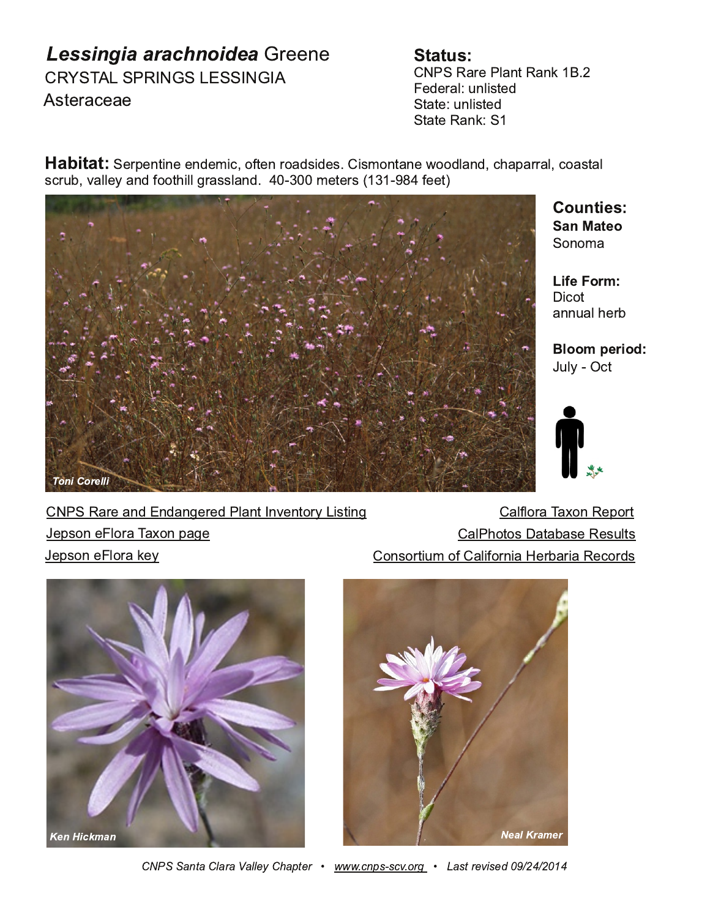# *Lessingia arachnoidea* Greene

CRYSTAL SPRINGS LESSINGIA

Asteraceae

**Status:**
CNPS Rare Plant Rank 1B.2
Federal: unlisted
State: unlisted
State Rank: S1

**Habitat:** Serpentine endemic, often roadsides. Cismontane woodland, chaparral, coastal scrub, valley and foothill grassland. 40-300 meters (131-984 feet)

Toni Corelli

**Counties:**
**San Mateo**
Sonoma

**Life Form:**
Dicot
annual herb

**Bloom period:**
July - Oct

CNPS Rare and Endangered Plant Inventory Listing
Jepson eFlora Taxon page
Jepson eFlora key
Calflora Taxon Report
CalPhotos Database Results
Consortium of California Herbaria Records

Ken Hickman

Neal Kramer

*CNPS Santa Clara Valley Chapter • www.cnps-scv.org • Last revised 09/24/2014*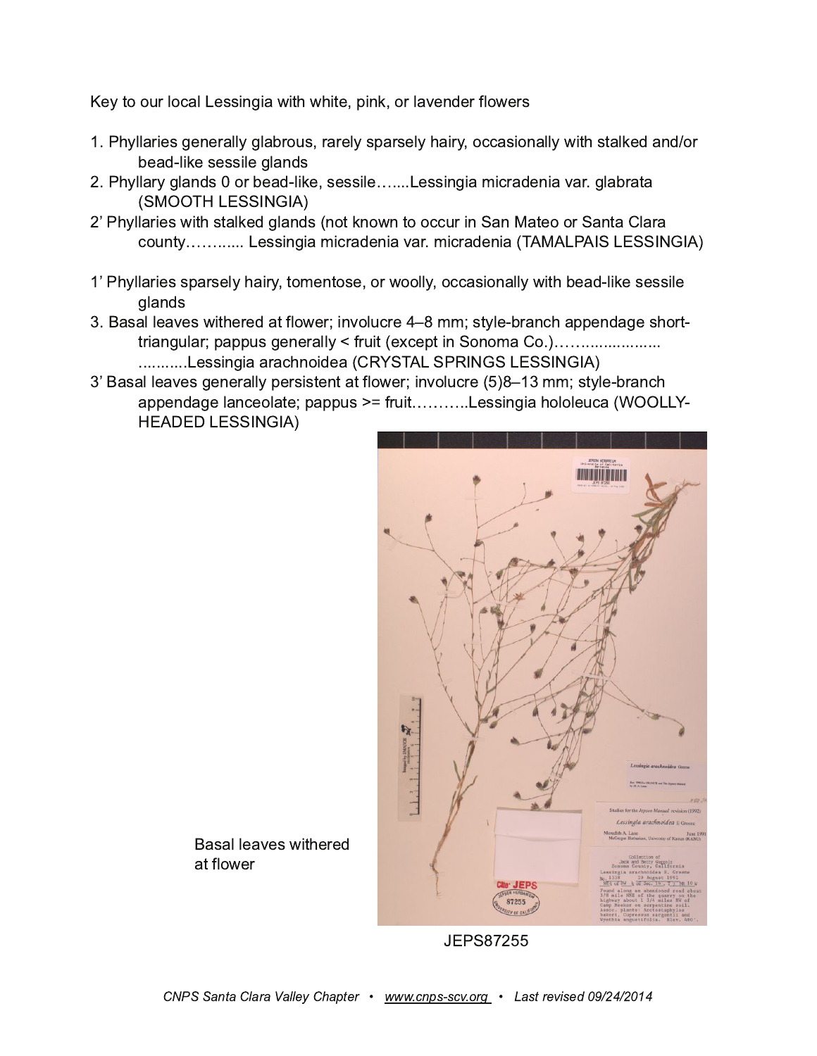Key to our local Lessingia with white, pink, or lavender flowers

1. Phyllaries generally glabrous, rarely sparsely hairy, occasionally with stalked and/or bead-like sessile glands
2. Phyllary glands 0 or bead-like, sessile…....Lessingia micradenia var. glabrata (SMOOTH LESSINGIA)
2' Phyllaries with stalked glands (not known to occur in San Mateo or Santa Clara county……..... Lessingia micradenia var. micradenia (TAMALPAIS LESSINGIA)

1' Phyllaries sparsely hairy, tomentose, or woolly, occasionally with bead-like sessile glands
3. Basal leaves withered at flower; involucre 4–8 mm; style-branch appendage short-triangular; pappus generally < fruit (except in Sonoma Co.)…….................. ...........Lessingia arachnoidea (CRYSTAL SPRINGS LESSINGIA)
3' Basal leaves generally persistent at flower; involucre (5)8–13 mm; style-branch appendage lanceolate; pappus >= fruit………..Lessingia hololeuca (WOOLLY-HEADED LESSINGIA)

Basal leaves withered at flower

JEPS87255